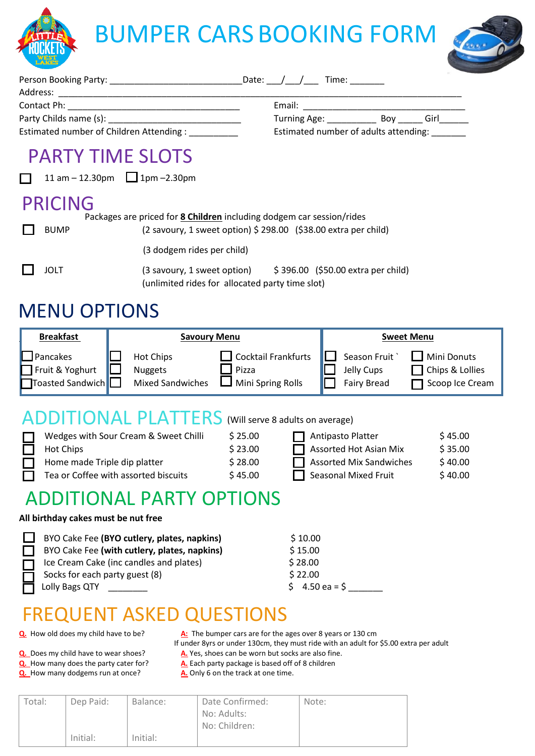# BUMPER CARS BOOKING FORM

Person Booking Party: __________________________ Date: ___/___/___ Time: _______

Address: ______________________________________________________________________________

Contact Ph: __________________________________ Email: ________________________________

Party Childs name (s): ___________________________ Turning Age: __________ Boy _____ Girl______

Estimated number of Children Attending : __________ Estimated number of adults attending: _______

## PARTY TIME SLOTS

☐ 11 am – 12.30pm ☐ 1pm –2.30pm

## PRICING

Packages are priced for **8 Children** including dodgem car session/rides

☐ BUMP (2 savoury, 1 sweet option) $ 298.00 ($38.00 extra per child)

(3 dodgem rides per child)

☐ JOLT (3 savoury, 1 sweet option) $ 396.00 ($50.00 extra per child)

(unlimited rides for allocated party time slot)

## MENU OPTIONS

| Breakfast | Savoury Menu | | Sweet Menu | |
|---|---|---|---|---|
| ☐ Pancakes | ☐ Hot Chips | ☐ Cocktail Frankfurts | ☐ Season Fruit ` | ☐ Mini Donuts |
| ☐ Fruit & Yoghurt | ☐ Nuggets | ☐ Pizza | ☐ Jelly Cups | ☐ Chips & Lollies |
| ☐ Toasted Sandwich | ☐ Mixed Sandwiches | ☐ Mini Spring Rolls | ☐ Fairy Bread | ☐ Scoop Ice Cream |

## ADDITIONAL PLATTERS (Will serve 8 adults on average)

| | | | |
|---|---|---|---|
| ☐ Wedges with Sour Cream & Sweet Chilli | $ 25.00 | ☐ Antipasto Platter | $ 45.00 |
| ☐ Hot Chips | $ 23.00 | ☐ Assorted Hot Asian Mix | $ 35.00 |
| ☐ Home made Triple dip platter | $ 28.00 | ☐ Assorted Mix Sandwiches | $ 40.00 |
| ☐ Tea or Coffee with assorted biscuits | $ 45.00 | ☐ Seasonal Mixed Fruit | $ 40.00 |

## ADDITIONAL PARTY OPTIONS

**All birthday cakes must be nut free**

| | |
|---|---|
| ☐ BYO Cake Fee **(BYO cutlery, plates, napkins)** | $ 10.00 |
| ☐ BYO Cake Fee **(with cutlery, plates, napkins)** | $ 15.00 |
| ☐ Ice Cream Cake (inc candles and plates) | $ 28.00 |
| ☐ Socks for each party guest (8) | $ 22.00 |
| ☐ Lolly Bags QTY ________ | $ 4.50 ea = $ _______ |

## FREQUENT ASKED QUESTIONS

**Q.** How old does my child have to be?
**A:** The bumper cars are for the ages over 8 years or 130 cm
If under 8yrs or under 130cm, they must ride with an adult for $5.00 extra per adult

**Q.** Does my child have to wear shoes?
**A.** Yes, shoes can be worn but socks are also fine.

**Q.** How many does the party cater for?
**A.** Each party package is based off of 8 children

**Q.** How many dodgems run at once?
**A.** Only 6 on the track at one time.

| Total: | Dep Paid: | Balance: | Date Confirmed: | Note: |
|---|---|---|---|---|
| | | | No: Adults: | |
| | Initial: | Initial: | No: Children: | |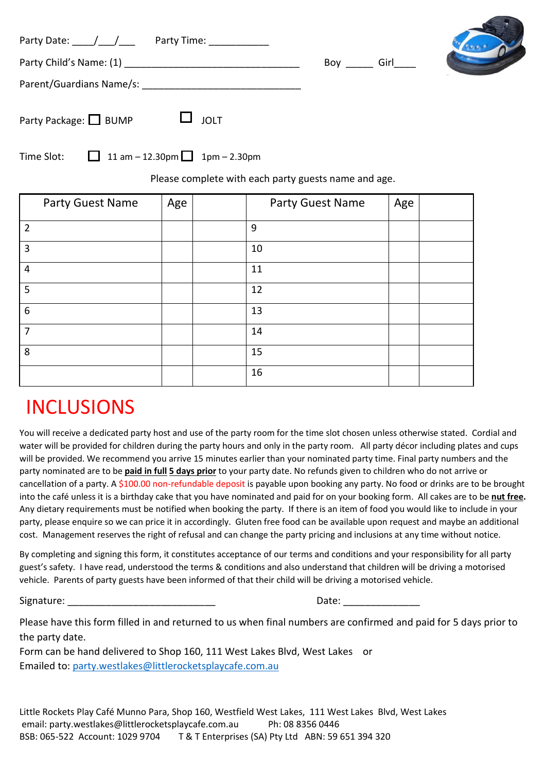Party Date: ____/___/___ Party Time: ___________

Party Child's Name: (1) ________________________________ Boy _____ Girl____

Parent/Guardians Name/s: _____________________________

Party Package: ☐ BUMP ☐ JOLT

Time Slot: ☐ 11 am – 12.30pm ☐ 1pm – 2.30pm

Please complete with each party guests name and age.

| Party Guest Name | Age | | Party Guest Name | Age | |
|---|---|---|---|---|---|
| 2 | | | 9 | | |
| 3 | | | 10 | | |
| 4 | | | 11 | | |
| 5 | | | 12 | | |
| 6 | | | 13 | | |
| 7 | | | 14 | | |
| 8 | | | 15 | | |
| | | | 16 | | |

# INCLUSIONS

You will receive a dedicated party host and use of the party room for the time slot chosen unless otherwise stated. Cordial and water will be provided for children during the party hours and only in the party room. All party décor including plates and cups will be provided. We recommend you arrive 15 minutes earlier than your nominated party time. Final party numbers and the party nominated are to be **paid in full** **5 days prior** to your party date. No refunds given to children who do not arrive or cancellation of a party. A $100.00 non-refundable deposit is payable upon booking any party. No food or drinks are to be brought into the café unless it is a birthday cake that you have nominated and paid for on your booking form. All cakes are to be **nut free.** Any dietary requirements must be notified when booking the party. If there is an item of food you would like to include in your party, please enquire so we can price it in accordingly. Gluten free food can be available upon request and maybe an additional cost. Management reserves the right of refusal and can change the party pricing and inclusions at any time without notice.

By completing and signing this form, it constitutes acceptance of our terms and conditions and your responsibility for all party guest's safety. I have read, understood the terms & conditions and also understand that children will be driving a motorised vehicle. Parents of party guests have been informed of that their child will be driving a motorised vehicle.

Signature: ___________________________ Date: ______________

Please have this form filled in and returned to us when final numbers are confirmed and paid for 5 days prior to the party date.

Form can be hand delivered to Shop 160, 111 West Lakes Blvd, West Lakes or

Emailed to: party.westlakes@littlerocketsplaycafe.com.au

Little Rockets Play Café Munno Para, Shop 160, Westfield West Lakes, 111 West Lakes Blvd, West Lakes

email: party.westlakes@littlerocketsplaycafe.com.au Ph: 08 8356 0446

BSB: 065-522 Account: 1029 9704 T & T Enterprises (SA) Pty Ltd ABN: 59 651 394 320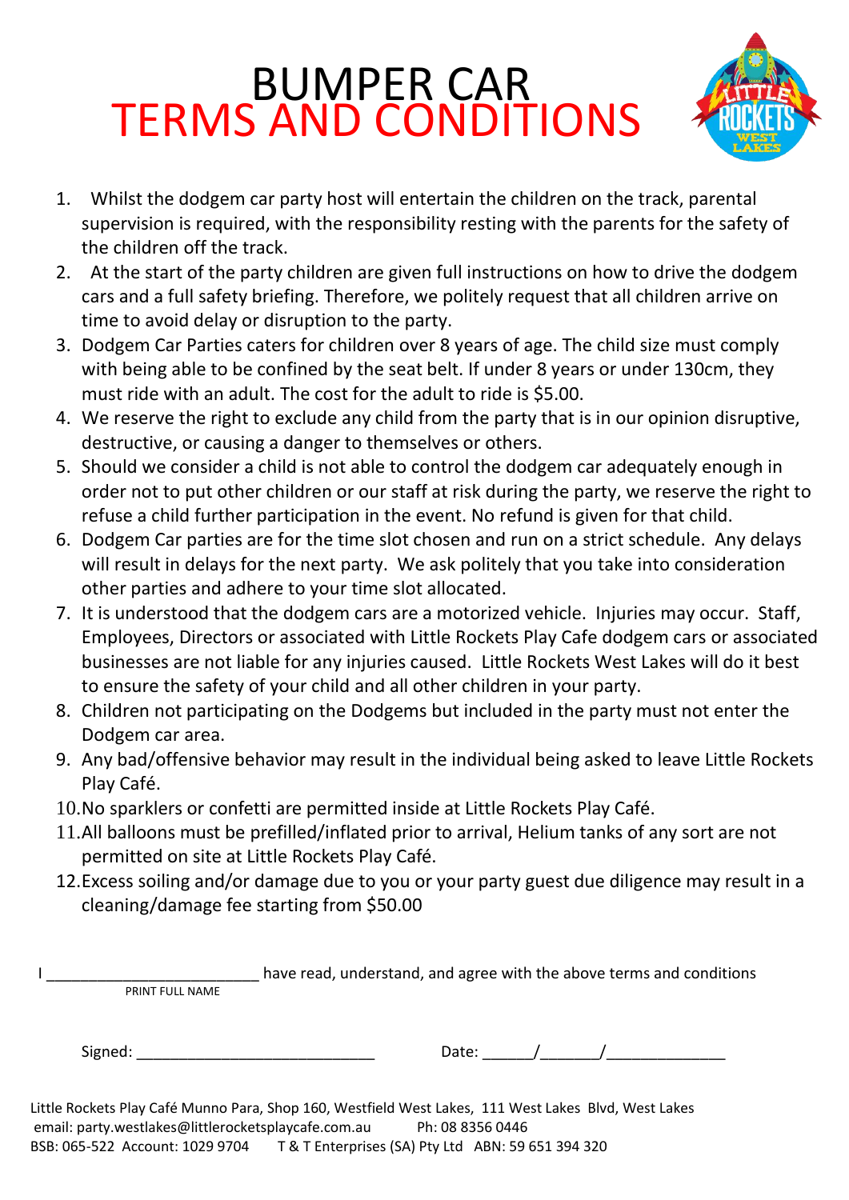# BUMPER CAR TERMS AND CONDITIONS

1. Whilst the dodgem car party host will entertain the children on the track, parental supervision is required, with the responsibility resting with the parents for the safety of the children off the track.
2. At the start of the party children are given full instructions on how to drive the dodgem cars and a full safety briefing. Therefore, we politely request that all children arrive on time to avoid delay or disruption to the party.
3. Dodgem Car Parties caters for children over 8 years of age. The child size must comply with being able to be confined by the seat belt. If under 8 years or under 130cm, they must ride with an adult. The cost for the adult to ride is $5.00.
4. We reserve the right to exclude any child from the party that is in our opinion disruptive, destructive, or causing a danger to themselves or others.
5. Should we consider a child is not able to control the dodgem car adequately enough in order not to put other children or our staff at risk during the party, we reserve the right to refuse a child further participation in the event. No refund is given for that child.
6. Dodgem Car parties are for the time slot chosen and run on a strict schedule. Any delays will result in delays for the next party. We ask politely that you take into consideration other parties and adhere to your time slot allocated.
7. It is understood that the dodgem cars are a motorized vehicle. Injuries may occur. Staff, Employees, Directors or associated with Little Rockets Play Cafe dodgem cars or associated businesses are not liable for any injuries caused. Little Rockets West Lakes will do it best to ensure the safety of your child and all other children in your party.
8. Children not participating on the Dodgems but included in the party must not enter the Dodgem car area.
9. Any bad/offensive behavior may result in the individual being asked to leave Little Rockets Play Café.
10. No sparklers or confetti are permitted inside at Little Rockets Play Café.
11. All balloons must be prefilled/inflated prior to arrival, Helium tanks of any sort are not permitted on site at Little Rockets Play Café.
12. Excess soiling and/or damage due to you or your party guest due diligence may result in a cleaning/damage fee starting from $50.00

I ________________________ have read, understand, and agree with the above terms and conditions
PRINT FULL NAME

Signed: ___________________________ Date: ______/_______/______________

Little Rockets Play Café Munno Para, Shop 160, Westfield West Lakes, 111 West Lakes Blvd, West Lakes
email: party.westlakes@littlerocketsplaycafe.com.au Ph: 08 8356 0446
BSB: 065-522 Account: 1029 9704 T & T Enterprises (SA) Pty Ltd ABN: 59 651 394 320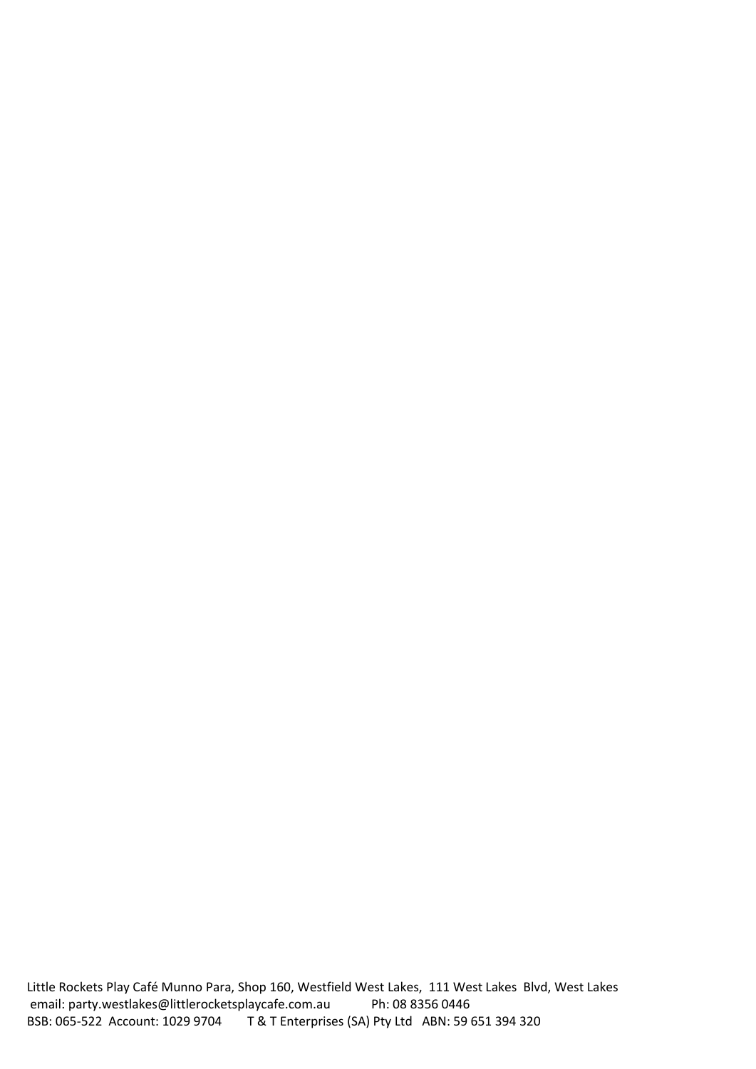Little Rockets Play Café Munno Para, Shop 160, Westfield West Lakes, 111 West Lakes Blvd, West Lakes
email: party.westlakes@littlerocketsplaycafe.com.au Ph: 08 8356 0446
BSB: 065-522 Account: 1029 9704 T & T Enterprises (SA) Pty Ltd ABN: 59 651 394 320